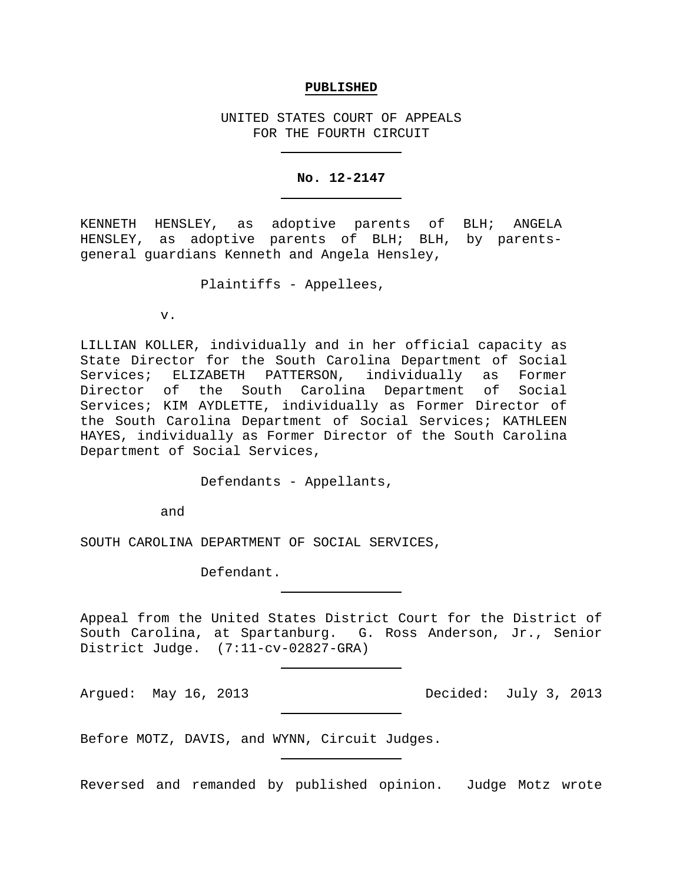**PUBLISHED**

UNITED STATES COURT OF APPEALS
FOR THE FOURTH CIRCUIT

---

**No. 12-2147**

---

KENNETH HENSLEY, as adoptive parents of BLH; ANGELA HENSLEY, as adoptive parents of BLH; BLH, by parents-general guardians Kenneth and Angela Hensley,

Plaintiffs - Appellees,

v.

LILLIAN KOLLER, individually and in her official capacity as State Director for the South Carolina Department of Social Services; ELIZABETH PATTERSON, individually as Former Director of the South Carolina Department of Social Services; KIM AYDLETTE, individually as Former Director of the South Carolina Department of Social Services; KATHLEEN HAYES, individually as Former Director of the South Carolina Department of Social Services,

Defendants - Appellants,

and

SOUTH CAROLINA DEPARTMENT OF SOCIAL SERVICES,

Defendant.

---

Appeal from the United States District Court for the District of South Carolina, at Spartanburg. G. Ross Anderson, Jr., Senior District Judge. (7:11-cv-02827-GRA)

---

Argued: May 16, 2013 Decided: July 3, 2013

---

Before MOTZ, DAVIS, and WYNN, Circuit Judges.

---

Reversed and remanded by published opinion. Judge Motz wrote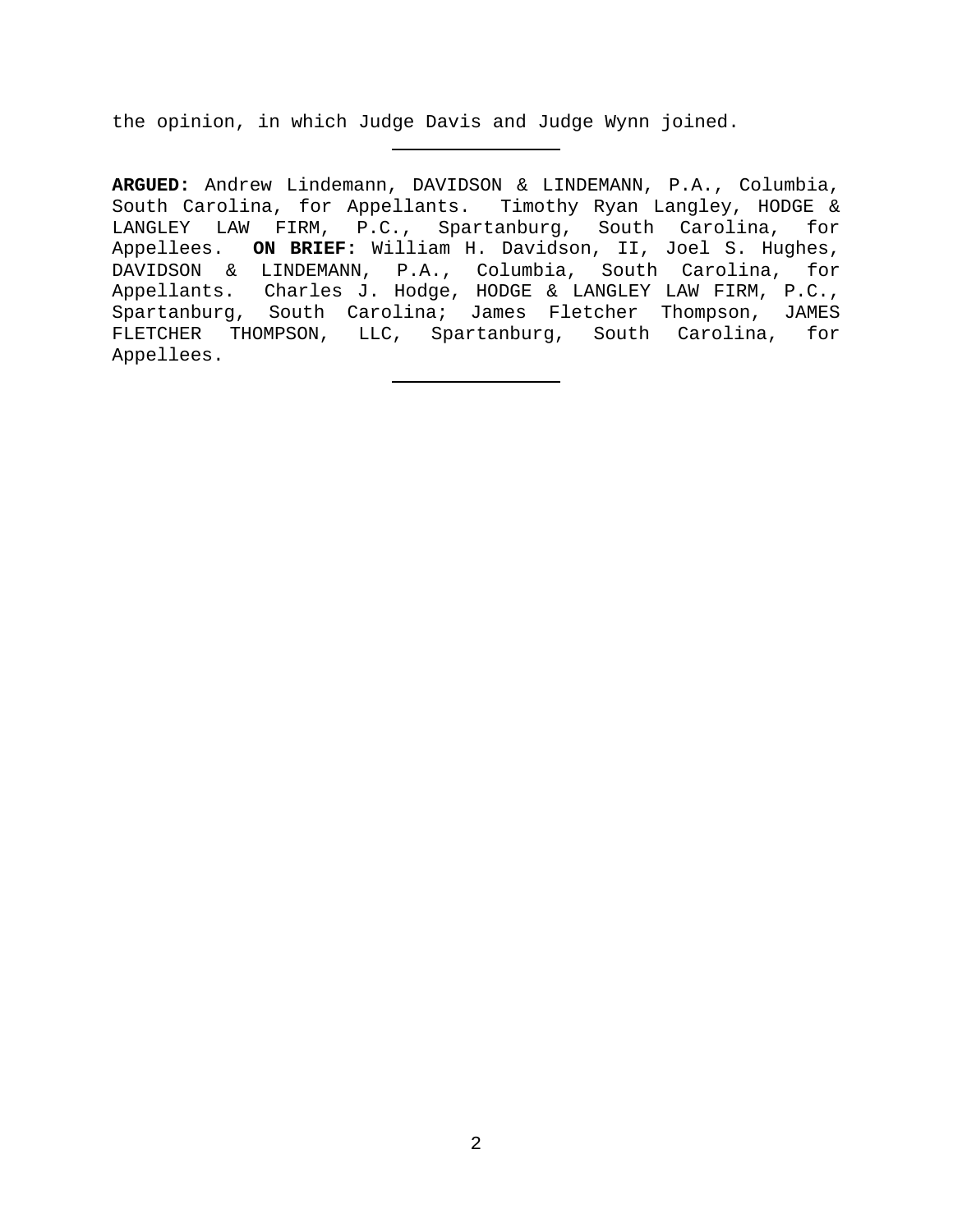the opinion, in which Judge Davis and Judge Wynn joined.

---

**ARGUED:** Andrew Lindemann, DAVIDSON & LINDEMANN, P.A., Columbia, South Carolina, for Appellants. Timothy Ryan Langley, HODGE & LANGLEY LAW FIRM, P.C., Spartanburg, South Carolina, for Appellees. **ON BRIEF:** William H. Davidson, II, Joel S. Hughes, DAVIDSON & LINDEMANN, P.A., Columbia, South Carolina, for Appellants. Charles J. Hodge, HODGE & LANGLEY LAW FIRM, P.C., Spartanburg, South Carolina; James Fletcher Thompson, JAMES FLETCHER THOMPSON, LLC, Spartanburg, South Carolina, for Appellees.

---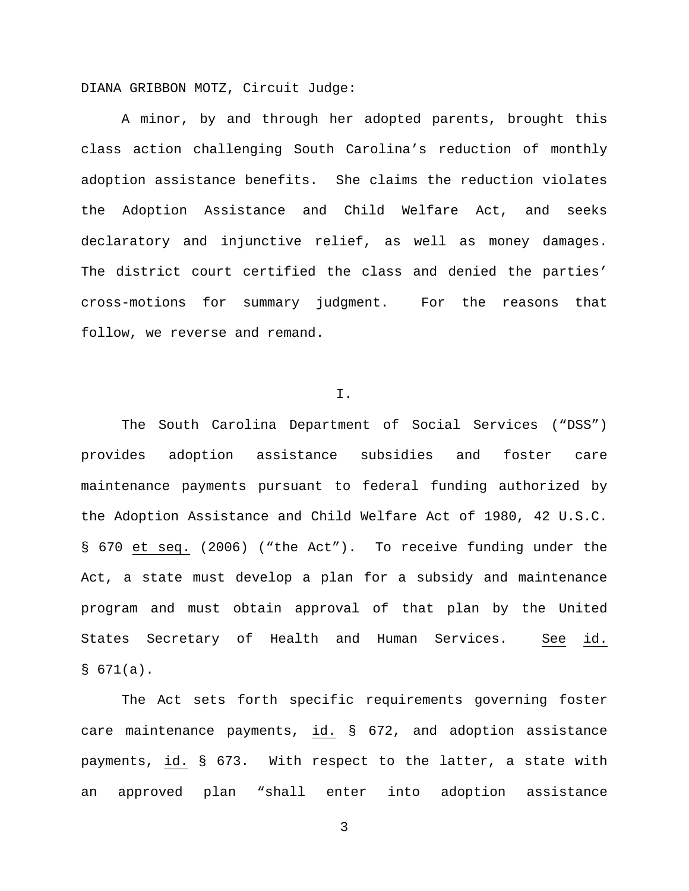DIANA GRIBBON MOTZ, Circuit Judge:

A minor, by and through her adopted parents, brought this class action challenging South Carolina's reduction of monthly adoption assistance benefits. She claims the reduction violates the Adoption Assistance and Child Welfare Act, and seeks declaratory and injunctive relief, as well as money damages. The district court certified the class and denied the parties' cross-motions for summary judgment. For the reasons that follow, we reverse and remand.

## I.

The South Carolina Department of Social Services ("DSS") provides adoption assistance subsidies and foster care maintenance payments pursuant to federal funding authorized by the Adoption Assistance and Child Welfare Act of 1980, 42 U.S.C. § 670 et seq. (2006) ("the Act"). To receive funding under the Act, a state must develop a plan for a subsidy and maintenance program and must obtain approval of that plan by the United States Secretary of Health and Human Services. See id. § 671(a).

The Act sets forth specific requirements governing foster care maintenance payments, id. § 672, and adoption assistance payments, id. § 673. With respect to the latter, a state with an approved plan "shall enter into adoption assistance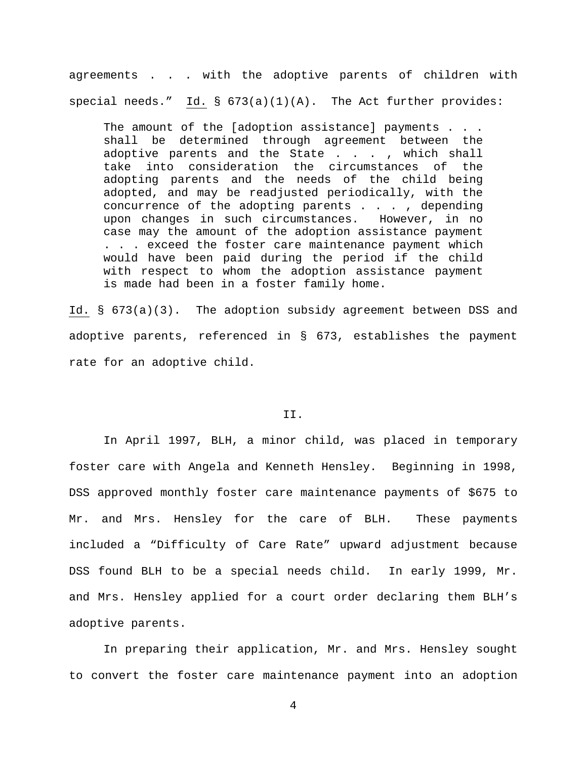agreements . . . with the adoptive parents of children with special needs." Id. § 673(a)(1)(A). The Act further provides:

> The amount of the [adoption assistance] payments . . . shall be determined through agreement between the adoptive parents and the State . . . , which shall take into consideration the circumstances of the adopting parents and the needs of the child being adopted, and may be readjusted periodically, with the concurrence of the adopting parents . . . , depending upon changes in such circumstances. However, in no case may the amount of the adoption assistance payment . . . exceed the foster care maintenance payment which would have been paid during the period if the child with respect to whom the adoption assistance payment is made had been in a foster family home.

Id. § 673(a)(3). The adoption subsidy agreement between DSS and adoptive parents, referenced in § 673, establishes the payment rate for an adoptive child.

## II.

In April 1997, BLH, a minor child, was placed in temporary foster care with Angela and Kenneth Hensley. Beginning in 1998, DSS approved monthly foster care maintenance payments of $675 to Mr. and Mrs. Hensley for the care of BLH. These payments included a "Difficulty of Care Rate" upward adjustment because DSS found BLH to be a special needs child. In early 1999, Mr. and Mrs. Hensley applied for a court order declaring them BLH's adoptive parents.

In preparing their application, Mr. and Mrs. Hensley sought to convert the foster care maintenance payment into an adoption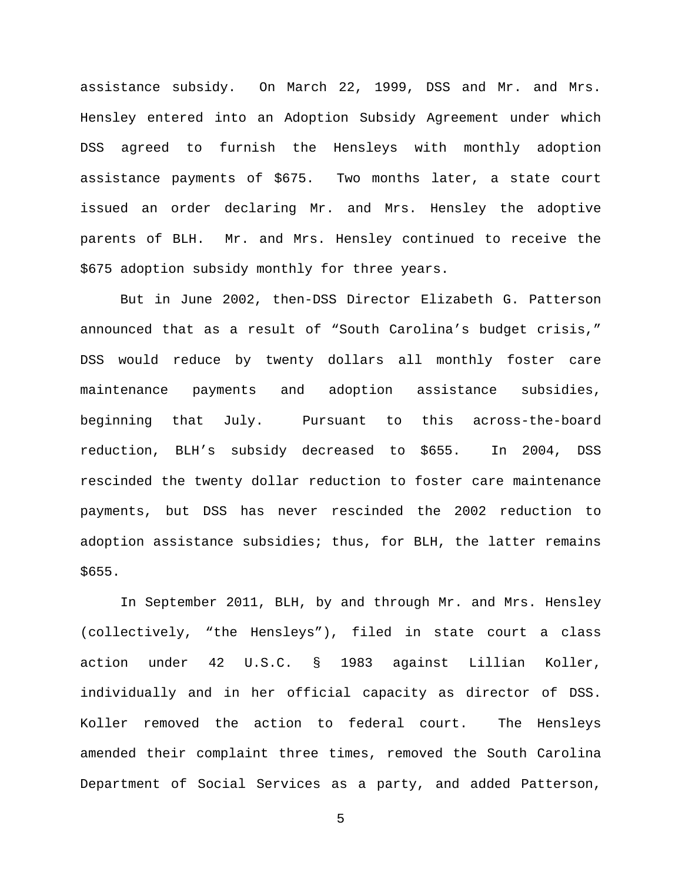assistance subsidy. On March 22, 1999, DSS and Mr. and Mrs. Hensley entered into an Adoption Subsidy Agreement under which DSS agreed to furnish the Hensleys with monthly adoption assistance payments of $675. Two months later, a state court issued an order declaring Mr. and Mrs. Hensley the adoptive parents of BLH. Mr. and Mrs. Hensley continued to receive the $675 adoption subsidy monthly for three years.

But in June 2002, then-DSS Director Elizabeth G. Patterson announced that as a result of "South Carolina's budget crisis," DSS would reduce by twenty dollars all monthly foster care maintenance payments and adoption assistance subsidies, beginning that July. Pursuant to this across-the-board reduction, BLH's subsidy decreased to $655. In 2004, DSS rescinded the twenty dollar reduction to foster care maintenance payments, but DSS has never rescinded the 2002 reduction to adoption assistance subsidies; thus, for BLH, the latter remains $655.

In September 2011, BLH, by and through Mr. and Mrs. Hensley (collectively, "the Hensleys"), filed in state court a class action under 42 U.S.C. § 1983 against Lillian Koller, individually and in her official capacity as director of DSS. Koller removed the action to federal court. The Hensleys amended their complaint three times, removed the South Carolina Department of Social Services as a party, and added Patterson,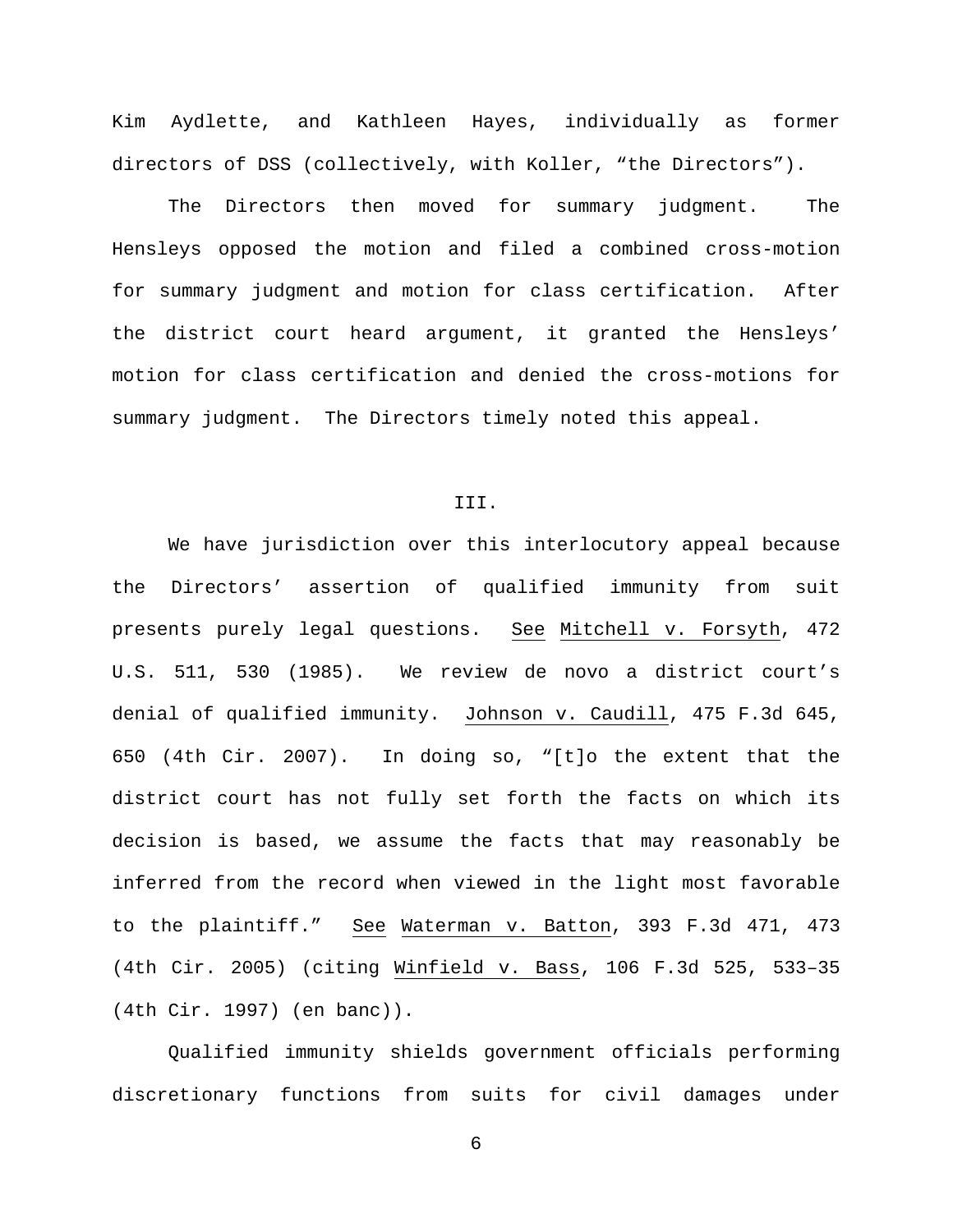Kim Aydlette, and Kathleen Hayes, individually as former directors of DSS (collectively, with Koller, "the Directors").

The Directors then moved for summary judgment. The Hensleys opposed the motion and filed a combined cross-motion for summary judgment and motion for class certification. After the district court heard argument, it granted the Hensleys' motion for class certification and denied the cross-motions for summary judgment. The Directors timely noted this appeal.

## III.

We have jurisdiction over this interlocutory appeal because the Directors' assertion of qualified immunity from suit presents purely legal questions. See Mitchell v. Forsyth, 472 U.S. 511, 530 (1985). We review de novo a district court's denial of qualified immunity. Johnson v. Caudill, 475 F.3d 645, 650 (4th Cir. 2007). In doing so, "[t]o the extent that the district court has not fully set forth the facts on which its decision is based, we assume the facts that may reasonably be inferred from the record when viewed in the light most favorable to the plaintiff." See Waterman v. Batton, 393 F.3d 471, 473 (4th Cir. 2005) (citing Winfield v. Bass, 106 F.3d 525, 533–35 (4th Cir. 1997) (en banc)).

Qualified immunity shields government officials performing discretionary functions from suits for civil damages under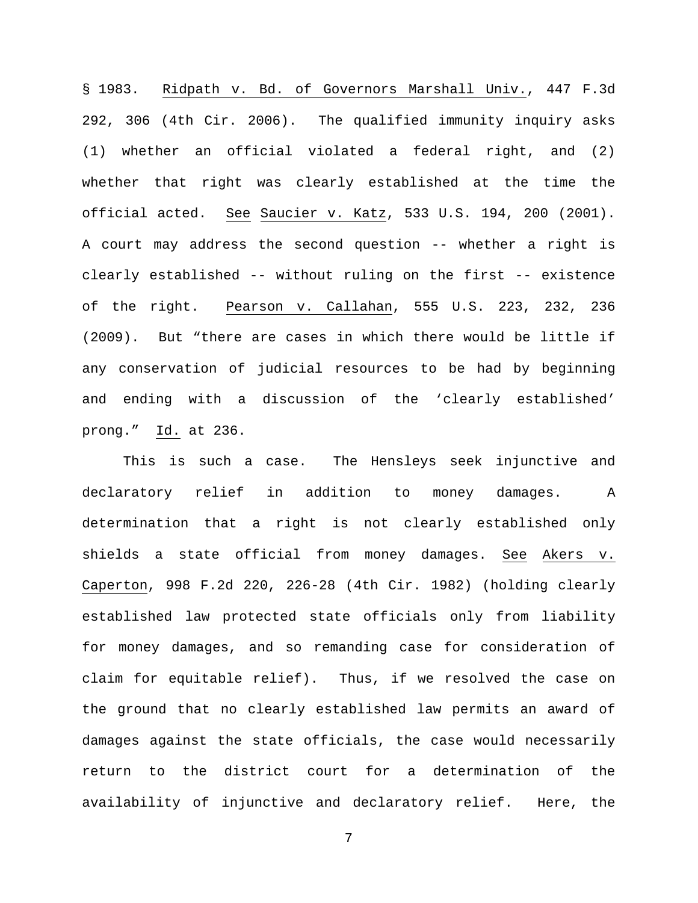§ 1983. Ridpath v. Bd. of Governors Marshall Univ., 447 F.3d 292, 306 (4th Cir. 2006). The qualified immunity inquiry asks (1) whether an official violated a federal right, and (2) whether that right was clearly established at the time the official acted. See Saucier v. Katz, 533 U.S. 194, 200 (2001). A court may address the second question -- whether a right is clearly established -- without ruling on the first -- existence of the right. Pearson v. Callahan, 555 U.S. 223, 232, 236 (2009). But "there are cases in which there would be little if any conservation of judicial resources to be had by beginning and ending with a discussion of the 'clearly established' prong." Id. at 236.

This is such a case. The Hensleys seek injunctive and declaratory relief in addition to money damages. A determination that a right is not clearly established only shields a state official from money damages. See Akers v. Caperton, 998 F.2d 220, 226-28 (4th Cir. 1982) (holding clearly established law protected state officials only from liability for money damages, and so remanding case for consideration of claim for equitable relief). Thus, if we resolved the case on the ground that no clearly established law permits an award of damages against the state officials, the case would necessarily return to the district court for a determination of the availability of injunctive and declaratory relief. Here, the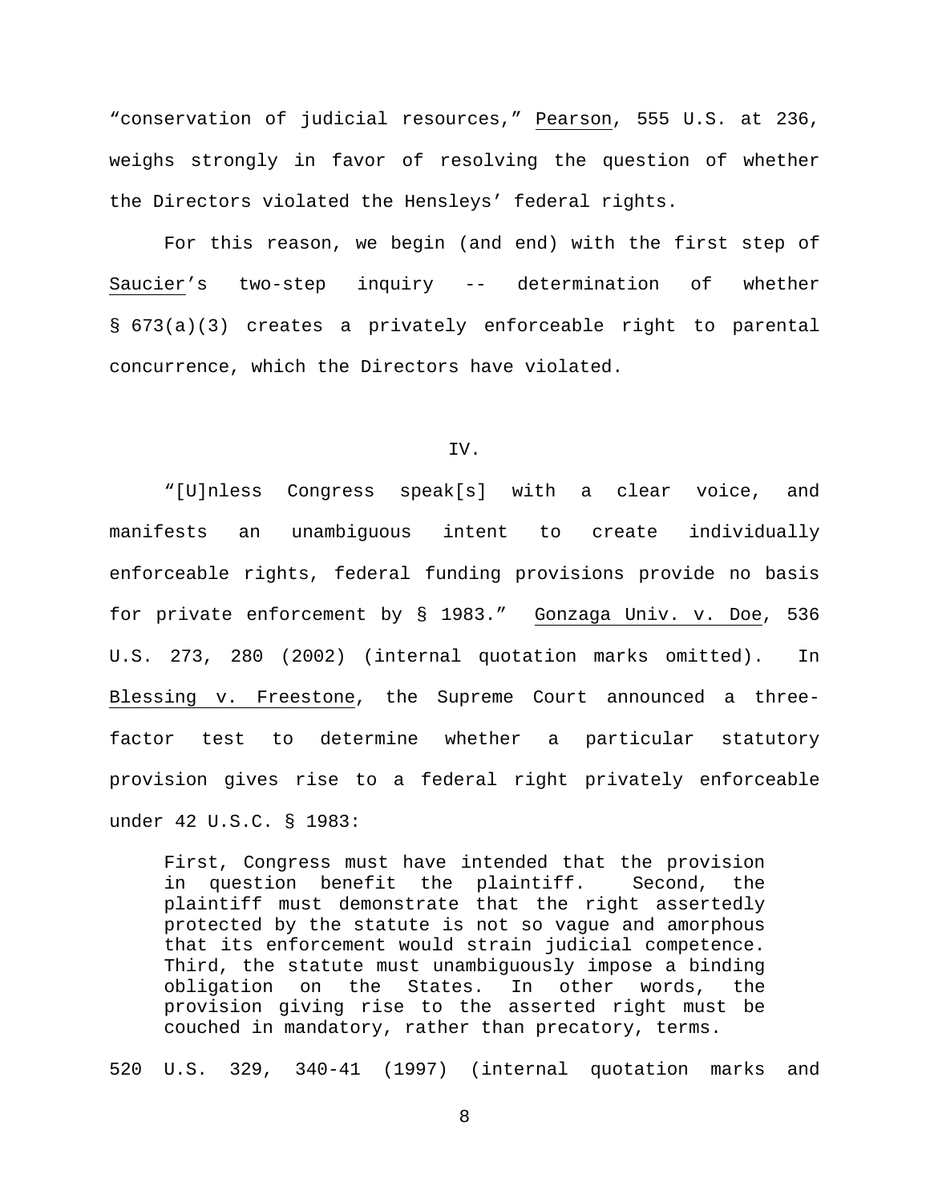"conservation of judicial resources," Pearson, 555 U.S. at 236, weighs strongly in favor of resolving the question of whether the Directors violated the Hensleys' federal rights.

For this reason, we begin (and end) with the first step of Saucier's two-step inquiry -- determination of whether § 673(a)(3) creates a privately enforceable right to parental concurrence, which the Directors have violated.

## IV.

"[U]nless Congress speak[s] with a clear voice, and manifests an unambiguous intent to create individually enforceable rights, federal funding provisions provide no basis for private enforcement by § 1983." Gonzaga Univ. v. Doe, 536 U.S. 273, 280 (2002) (internal quotation marks omitted). In Blessing v. Freestone, the Supreme Court announced a three-factor test to determine whether a particular statutory provision gives rise to a federal right privately enforceable under 42 U.S.C. § 1983:

> First, Congress must have intended that the provision in question benefit the plaintiff. Second, the plaintiff must demonstrate that the right assertedly protected by the statute is not so vague and amorphous that its enforcement would strain judicial competence. Third, the statute must unambiguously impose a binding obligation on the States. In other words, the provision giving rise to the asserted right must be couched in mandatory, rather than precatory, terms.

520 U.S. 329, 340-41 (1997) (internal quotation marks and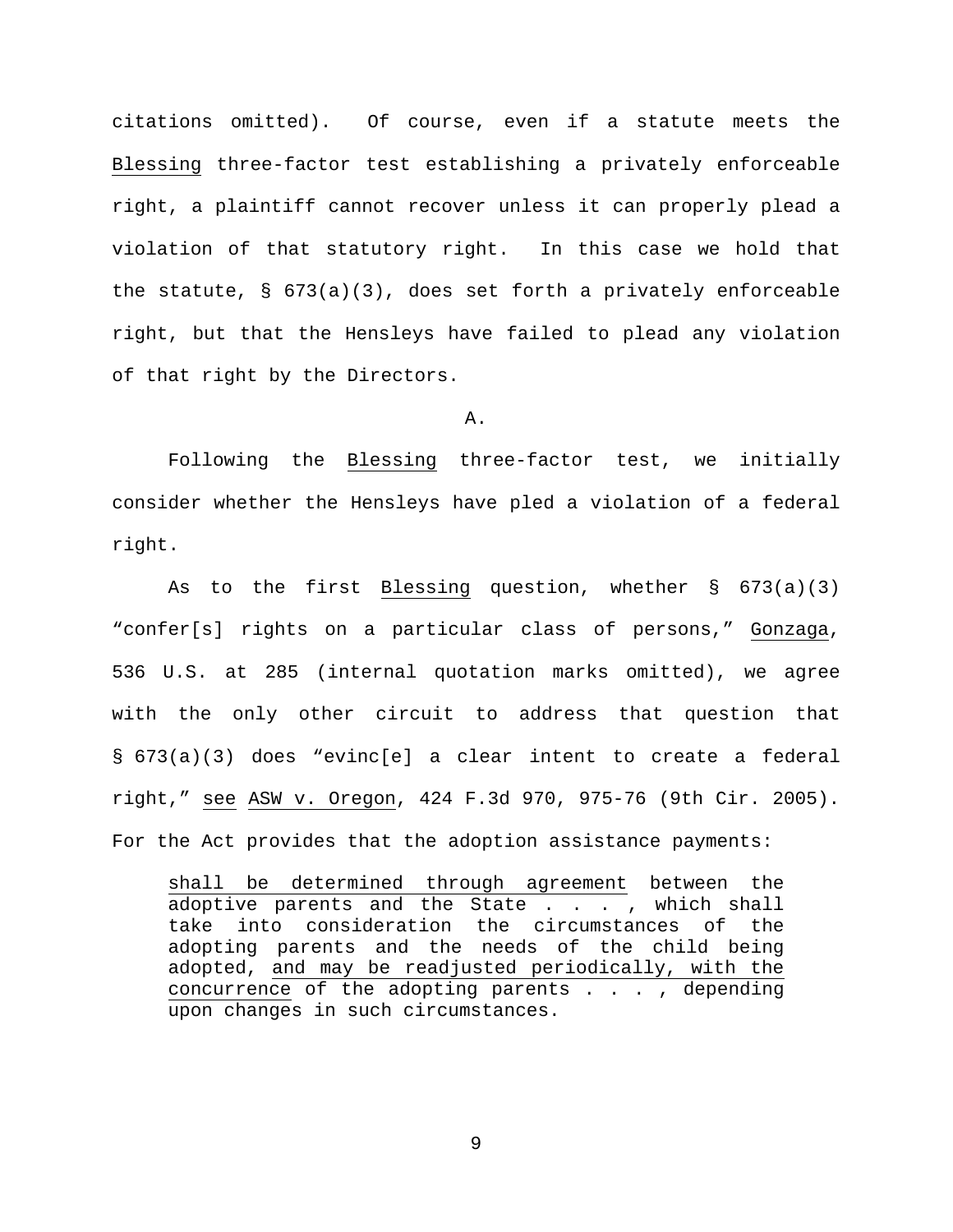citations omitted). Of course, even if a statute meets the Blessing three-factor test establishing a privately enforceable right, a plaintiff cannot recover unless it can properly plead a violation of that statutory right. In this case we hold that the statute, § 673(a)(3), does set forth a privately enforceable right, but that the Hensleys have failed to plead any violation of that right by the Directors.

A.

Following the Blessing three-factor test, we initially consider whether the Hensleys have pled a violation of a federal right.

As to the first Blessing question, whether § 673(a)(3) "confer[s] rights on a particular class of persons," Gonzaga, 536 U.S. at 285 (internal quotation marks omitted), we agree with the only other circuit to address that question that § 673(a)(3) does "evinc[e] a clear intent to create a federal right," see ASW v. Oregon, 424 F.3d 970, 975-76 (9th Cir. 2005). For the Act provides that the adoption assistance payments:

> shall be determined through agreement between the adoptive parents and the State . . . , which shall take into consideration the circumstances of the adopting parents and the needs of the child being adopted, and may be readjusted periodically, with the concurrence of the adopting parents . . . , depending upon changes in such circumstances.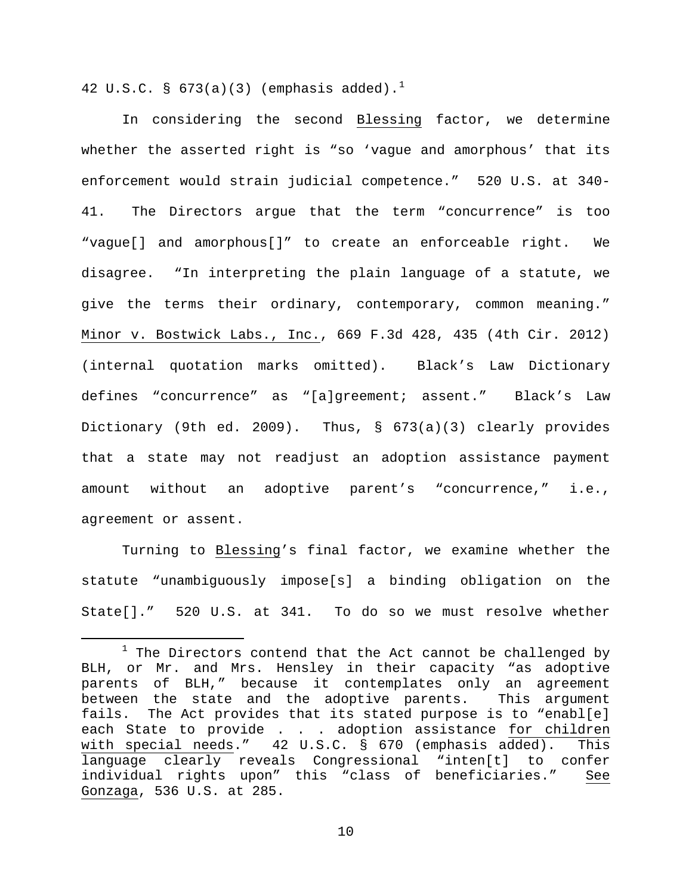42 U.S.C. § 673(a)(3) (emphasis added).[1]

In considering the second Blessing factor, we determine whether the asserted right is "so 'vague and amorphous' that its enforcement would strain judicial competence." 520 U.S. at 340-41. The Directors argue that the term "concurrence" is too "vague[] and amorphous[]" to create an enforceable right. We disagree. "In interpreting the plain language of a statute, we give the terms their ordinary, contemporary, common meaning." Minor v. Bostwick Labs., Inc., 669 F.3d 428, 435 (4th Cir. 2012) (internal quotation marks omitted). Black's Law Dictionary defines "concurrence" as "[a]greement; assent." Black's Law Dictionary (9th ed. 2009). Thus, § 673(a)(3) clearly provides that a state may not readjust an adoption assistance payment amount without an adoptive parent's "concurrence," i.e., agreement or assent.

Turning to Blessing's final factor, we examine whether the statute "unambiguously impose[s] a binding obligation on the State[]." 520 U.S. at 341. To do so we must resolve whether

[1] The Directors contend that the Act cannot be challenged by BLH, or Mr. and Mrs. Hensley in their capacity "as adoptive parents of BLH," because it contemplates only an agreement between the state and the adoptive parents. This argument fails. The Act provides that its stated purpose is to "enabl[e] each State to provide . . . adoption assistance for children with special needs." 42 U.S.C. § 670 (emphasis added). This language clearly reveals Congressional "inten[t] to confer individual rights upon" this "class of beneficiaries." See Gonzaga, 536 U.S. at 285.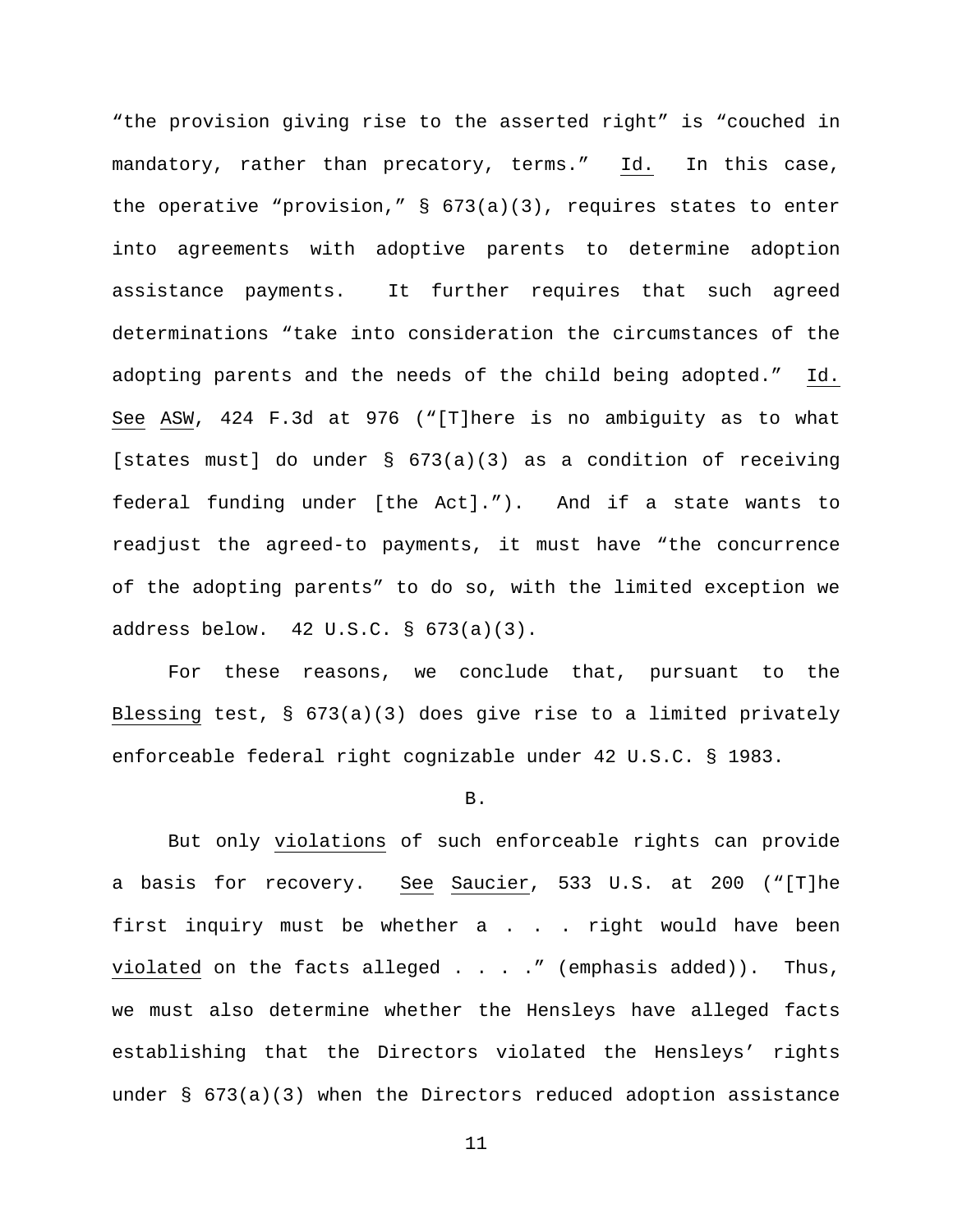"the provision giving rise to the asserted right" is "couched in mandatory, rather than precatory, terms." Id. In this case, the operative "provision," § 673(a)(3), requires states to enter into agreements with adoptive parents to determine adoption assistance payments. It further requires that such agreed determinations "take into consideration the circumstances of the adopting parents and the needs of the child being adopted." Id. See ASW, 424 F.3d at 976 ("[T]here is no ambiguity as to what [states must] do under § 673(a)(3) as a condition of receiving federal funding under [the Act]."). And if a state wants to readjust the agreed-to payments, it must have "the concurrence of the adopting parents" to do so, with the limited exception we address below. 42 U.S.C. § 673(a)(3).

For these reasons, we conclude that, pursuant to the Blessing test, § 673(a)(3) does give rise to a limited privately enforceable federal right cognizable under 42 U.S.C. § 1983.

B.

But only violations of such enforceable rights can provide a basis for recovery. See Saucier, 533 U.S. at 200 ("[T]he first inquiry must be whether a . . . right would have been violated on the facts alleged . . . ." (emphasis added)). Thus, we must also determine whether the Hensleys have alleged facts establishing that the Directors violated the Hensleys' rights under § 673(a)(3) when the Directors reduced adoption assistance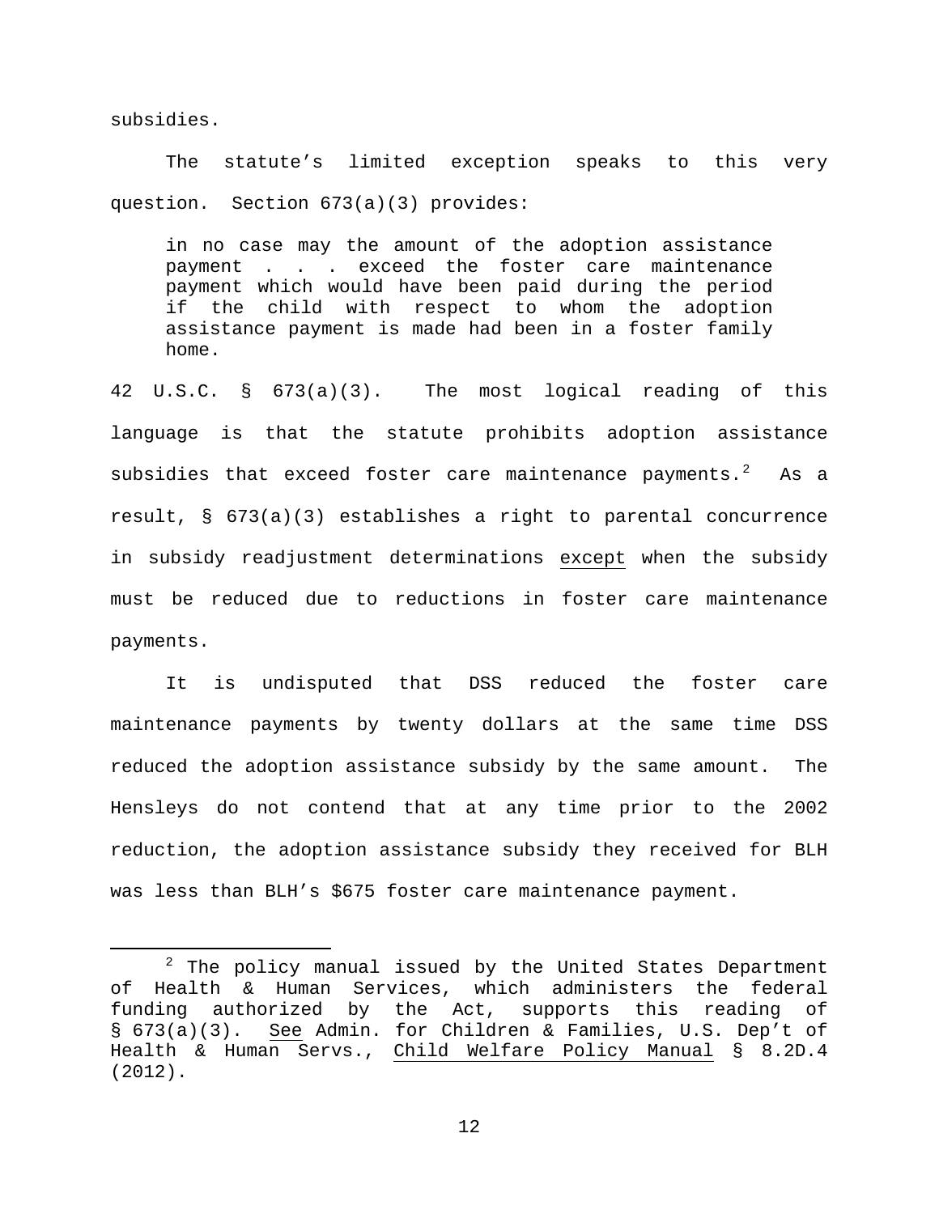subsidies.

The statute's limited exception speaks to this very question. Section 673(a)(3) provides:

> in no case may the amount of the adoption assistance payment . . . exceed the foster care maintenance payment which would have been paid during the period if the child with respect to whom the adoption assistance payment is made had been in a foster family home.

42 U.S.C. § 673(a)(3). The most logical reading of this language is that the statute prohibits adoption assistance subsidies that exceed foster care maintenance payments.[2] As a result, § 673(a)(3) establishes a right to parental concurrence in subsidy readjustment determinations <u>except</u> when the subsidy must be reduced due to reductions in foster care maintenance payments.

It is undisputed that DSS reduced the foster care maintenance payments by twenty dollars at the same time DSS reduced the adoption assistance subsidy by the same amount. The Hensleys do not contend that at any time prior to the 2002 reduction, the adoption assistance subsidy they received for BLH was less than BLH's $675 foster care maintenance payment.

---

[2] The policy manual issued by the United States Department of Health & Human Services, which administers the federal funding authorized by the Act, supports this reading of § 673(a)(3). <u>See</u> Admin. for Children & Families, U.S. Dep't of Health & Human Servs., <u>Child Welfare Policy Manual</u> § 8.2D.4 (2012).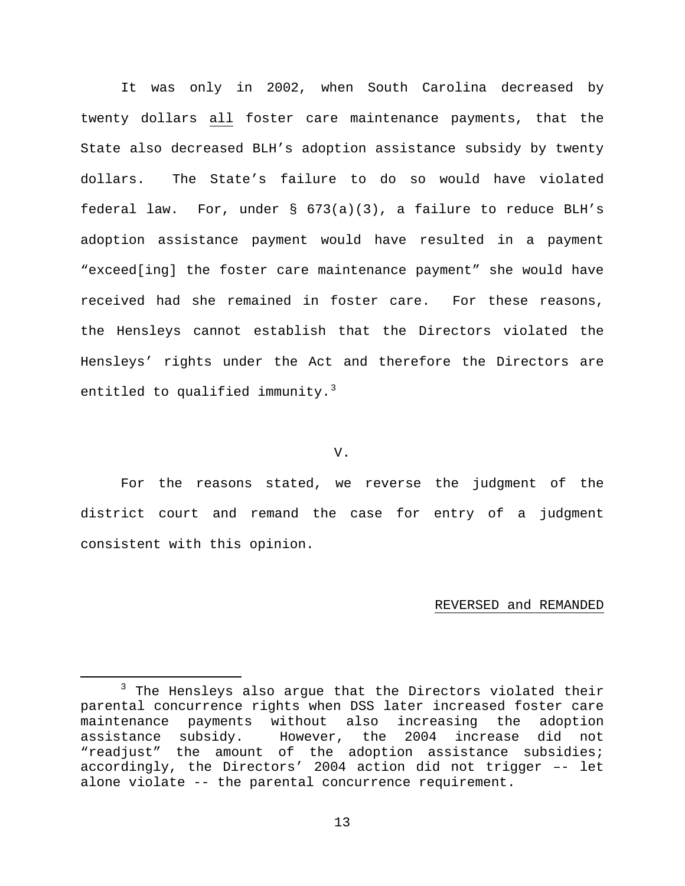It was only in 2002, when South Carolina decreased by twenty dollars all foster care maintenance payments, that the State also decreased BLH's adoption assistance subsidy by twenty dollars. The State's failure to do so would have violated federal law. For, under § 673(a)(3), a failure to reduce BLH's adoption assistance payment would have resulted in a payment "exceed[ing] the foster care maintenance payment" she would have received had she remained in foster care. For these reasons, the Hensleys cannot establish that the Directors violated the Hensleys' rights under the Act and therefore the Directors are entitled to qualified immunity.[3]

## V.

For the reasons stated, we reverse the judgment of the district court and remand the case for entry of a judgment consistent with this opinion.

REVERSED and REMANDED

---

[3] The Hensleys also argue that the Directors violated their parental concurrence rights when DSS later increased foster care maintenance payments without also increasing the adoption assistance subsidy. However, the 2004 increase did not "readjust" the amount of the adoption assistance subsidies; accordingly, the Directors' 2004 action did not trigger –- let alone violate -- the parental concurrence requirement.